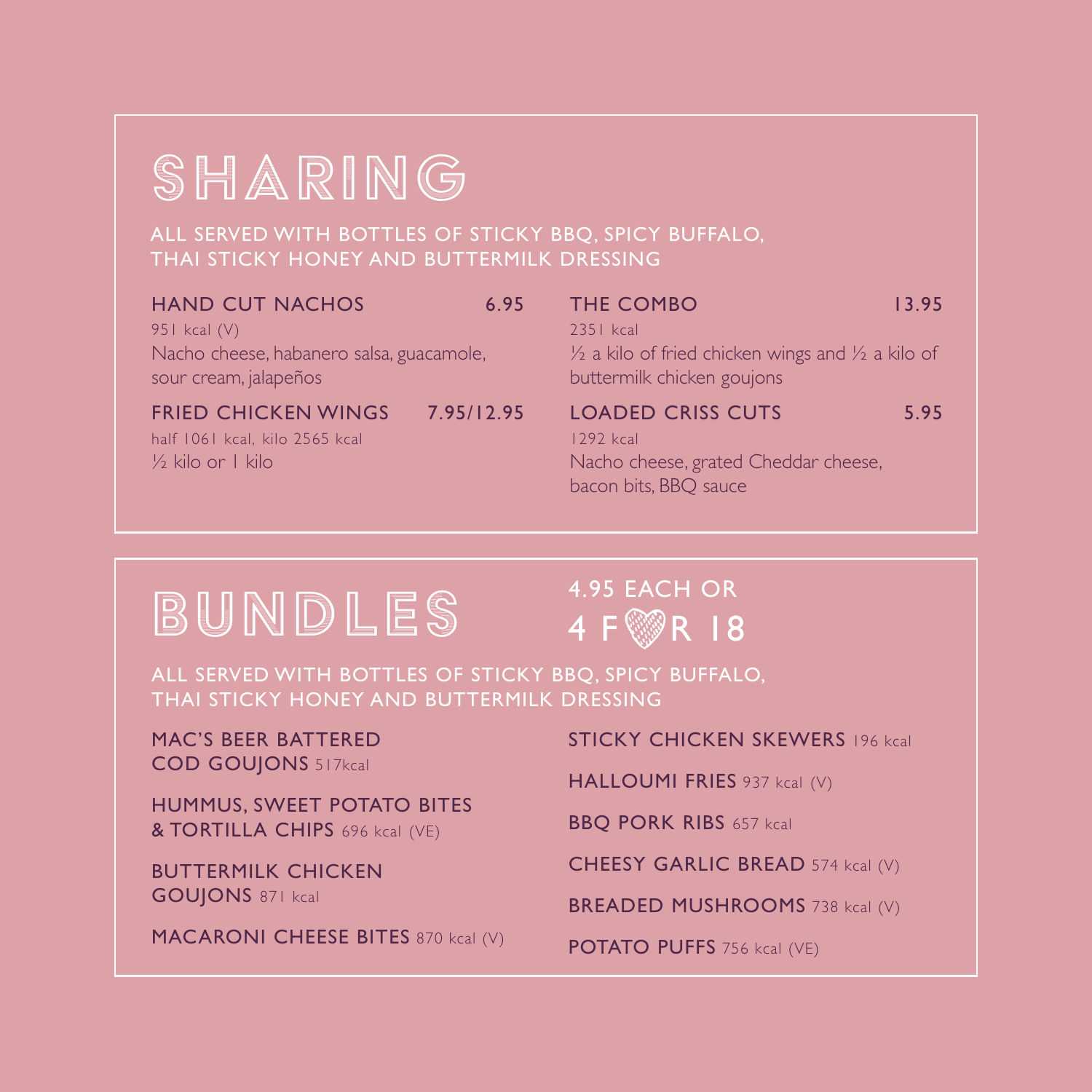# SHARING

ALL SERVED WITH BOTTLES OF STICKY BBQ, SPICY BUFFALO, THAI STICKY HONEY AND BUTTERMILK DRESSING

**HAND CUT NACHOS** 6.95
951 kcal (V)
Nacho cheese, habanero salsa, guacamole, sour cream, jalapeños

**FRIED CHICKEN WINGS** 7.95/12.95
half 1061 kcal, kilo 2565 kcal
½ kilo or 1 kilo

**THE COMBO** 13.95
2351 kcal
½ a kilo of fried chicken wings and ½ a kilo of buttermilk chicken goujons

**LOADED CRISS CUTS** 5.95
1292 kcal
Nacho cheese, grated Cheddar cheese, bacon bits, BBQ sauce

# BUNDLES

4.95 EACH OR
4 FOR 18

ALL SERVED WITH BOTTLES OF STICKY BBQ, SPICY BUFFALO, THAI STICKY HONEY AND BUTTERMILK DRESSING

**MAC'S BEER BATTERED COD GOUJONS** 517kcal

**HUMMUS, SWEET POTATO BITES & TORTILLA CHIPS** 696 kcal (VE)

**BUTTERMILK CHICKEN GOUJONS** 871 kcal

**MACARONI CHEESE BITES** 870 kcal (V)

**STICKY CHICKEN SKEWERS** 196 kcal

**HALLOUMI FRIES** 937 kcal (V)

**BBQ PORK RIBS** 657 kcal

**CHEESY GARLIC BREAD** 574 kcal (V)

**BREADED MUSHROOMS** 738 kcal (V)

**POTATO PUFFS** 756 kcal (VE)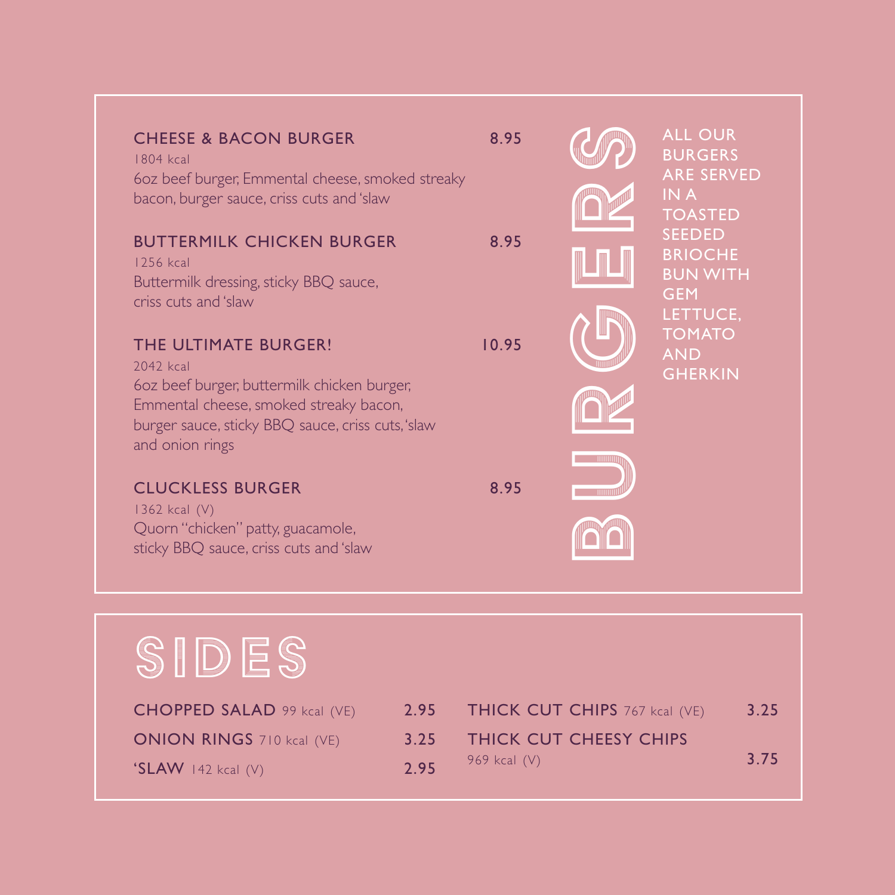## BURGERS

ALL OUR BURGERS ARE SERVED IN A TOASTED SEEDED BRIOCHE BUN WITH GEM LETTUCE, TOMATO AND GHERKIN

**CHEESE & BACON BURGER** — 8.95
1804 kcal
6oz beef burger, Emmental cheese, smoked streaky bacon, burger sauce, criss cuts and 'slaw

**BUTTERMILK CHICKEN BURGER** — 8.95
1256 kcal
Buttermilk dressing, sticky BBQ sauce, criss cuts and 'slaw

**THE ULTIMATE BURGER!** — 10.95
2042 kcal
6oz beef burger, buttermilk chicken burger, Emmental cheese, smoked streaky bacon, burger sauce, sticky BBQ sauce, criss cuts, 'slaw and onion rings

**CLUCKLESS BURGER** — 8.95
1362 kcal (V)
Quorn "chicken" patty, guacamole, sticky BBQ sauce, criss cuts and 'slaw

## SIDES

**CHOPPED SALAD** 99 kcal (VE) — 2.95

**ONION RINGS** 710 kcal (VE) — 3.25

**'SLAW** 142 kcal (V) — 2.95

**THICK CUT CHIPS** 767 kcal (VE) — 3.25

**THICK CUT CHEESY CHIPS** 969 kcal (V) — 3.75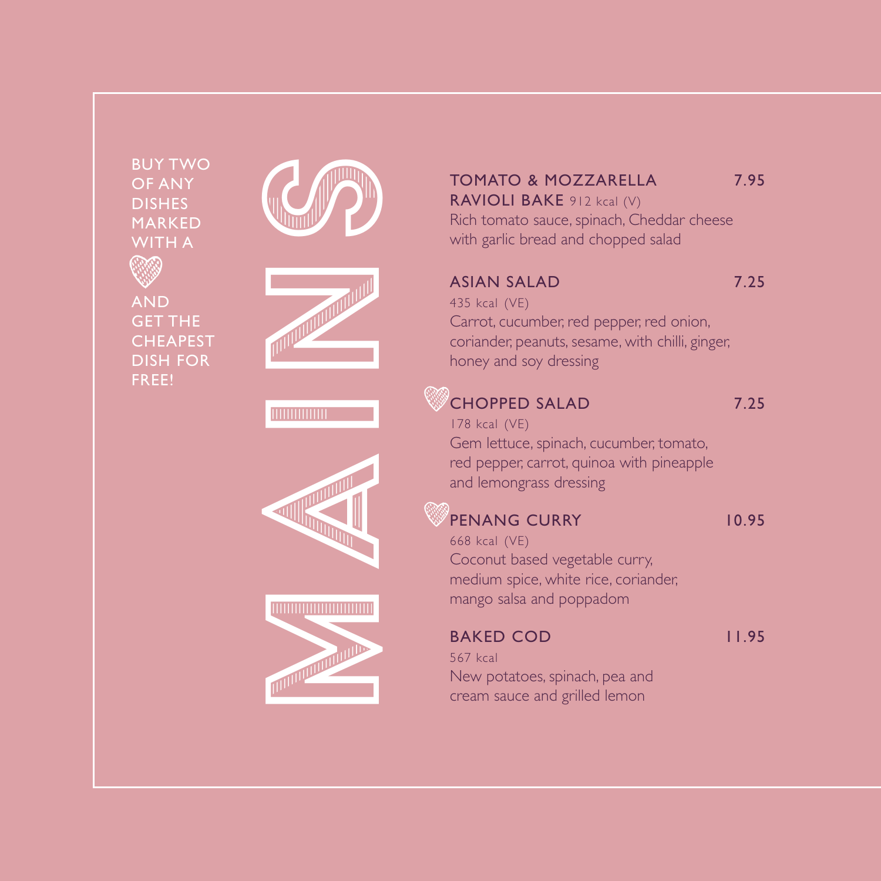# MAINS

BUY TWO OF ANY DISHES MARKED WITH A ♡ AND GET THE CHEAPEST DISH FOR FREE!

**TOMATO & MOZZARELLA RAVIOLI BAKE** 912 kcal (V) — 7.95
Rich tomato sauce, spinach, Cheddar cheese with garlic bread and chopped salad

**ASIAN SALAD** — 7.25
435 kcal (VE)
Carrot, cucumber, red pepper, red onion, coriander, peanuts, sesame, with chilli, ginger, honey and soy dressing

♡ **CHOPPED SALAD** — 7.25
178 kcal (VE)
Gem lettuce, spinach, cucumber, tomato, red pepper, carrot, quinoa with pineapple and lemongrass dressing

♡ **PENANG CURRY** — 10.95
668 kcal (VE)
Coconut based vegetable curry, medium spice, white rice, coriander, mango salsa and poppadom

**BAKED COD** — 11.95
567 kcal
New potatoes, spinach, pea and cream sauce and grilled lemon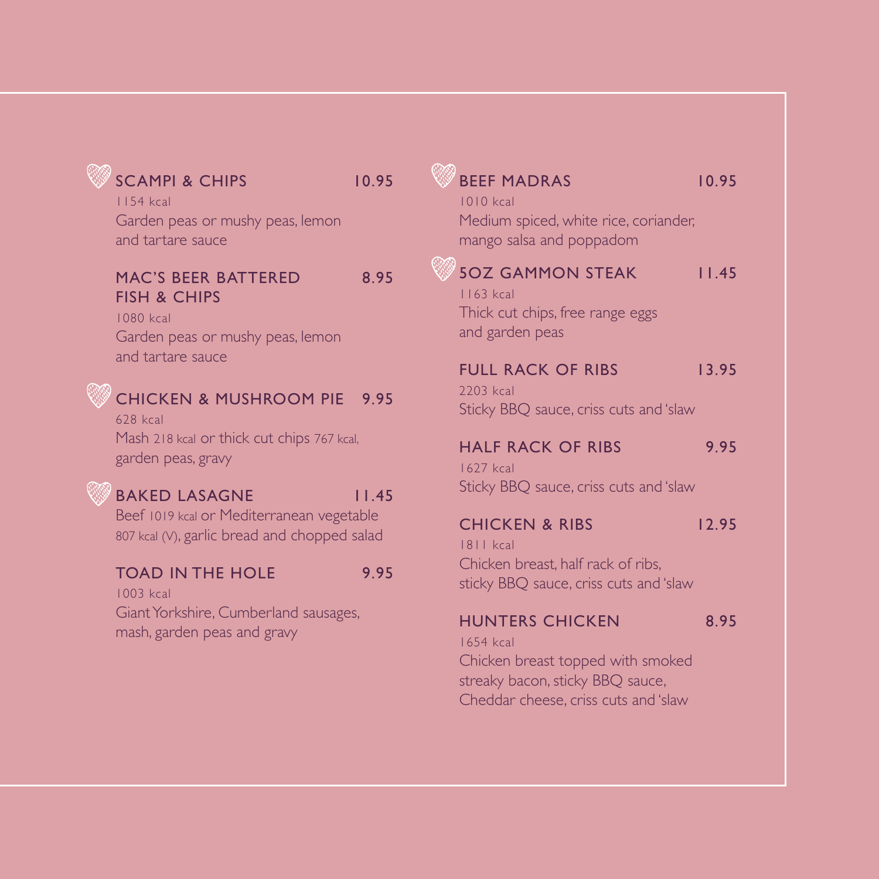### SCAMPI & CHIPS — 10.95

1154 kcal

Garden peas or mushy peas, lemon and tartare sauce

### MAC'S BEER BATTERED FISH & CHIPS — 8.95

1080 kcal

Garden peas or mushy peas, lemon and tartare sauce

### CHICKEN & MUSHROOM PIE — 9.95

628 kcal

Mash 218 kcal or thick cut chips 767 kcal, garden peas, gravy

### BAKED LASAGNE — 11.45

Beef 1019 kcal or Mediterranean vegetable 807 kcal (V), garlic bread and chopped salad

### TOAD IN THE HOLE — 9.95

1003 kcal

Giant Yorkshire, Cumberland sausages, mash, garden peas and gravy

### BEEF MADRAS — 10.95

1010 kcal

Medium spiced, white rice, coriander, mango salsa and poppadom

### 5OZ GAMMON STEAK — 11.45

1163 kcal

Thick cut chips, free range eggs and garden peas

### FULL RACK OF RIBS — 13.95

2203 kcal

Sticky BBQ sauce, criss cuts and 'slaw

### HALF RACK OF RIBS — 9.95

1627 kcal

Sticky BBQ sauce, criss cuts and 'slaw

### CHICKEN & RIBS — 12.95

1811 kcal

Chicken breast, half rack of ribs, sticky BBQ sauce, criss cuts and 'slaw

### HUNTERS CHICKEN — 8.95

1654 kcal

Chicken breast topped with smoked streaky bacon, sticky BBQ sauce, Cheddar cheese, criss cuts and 'slaw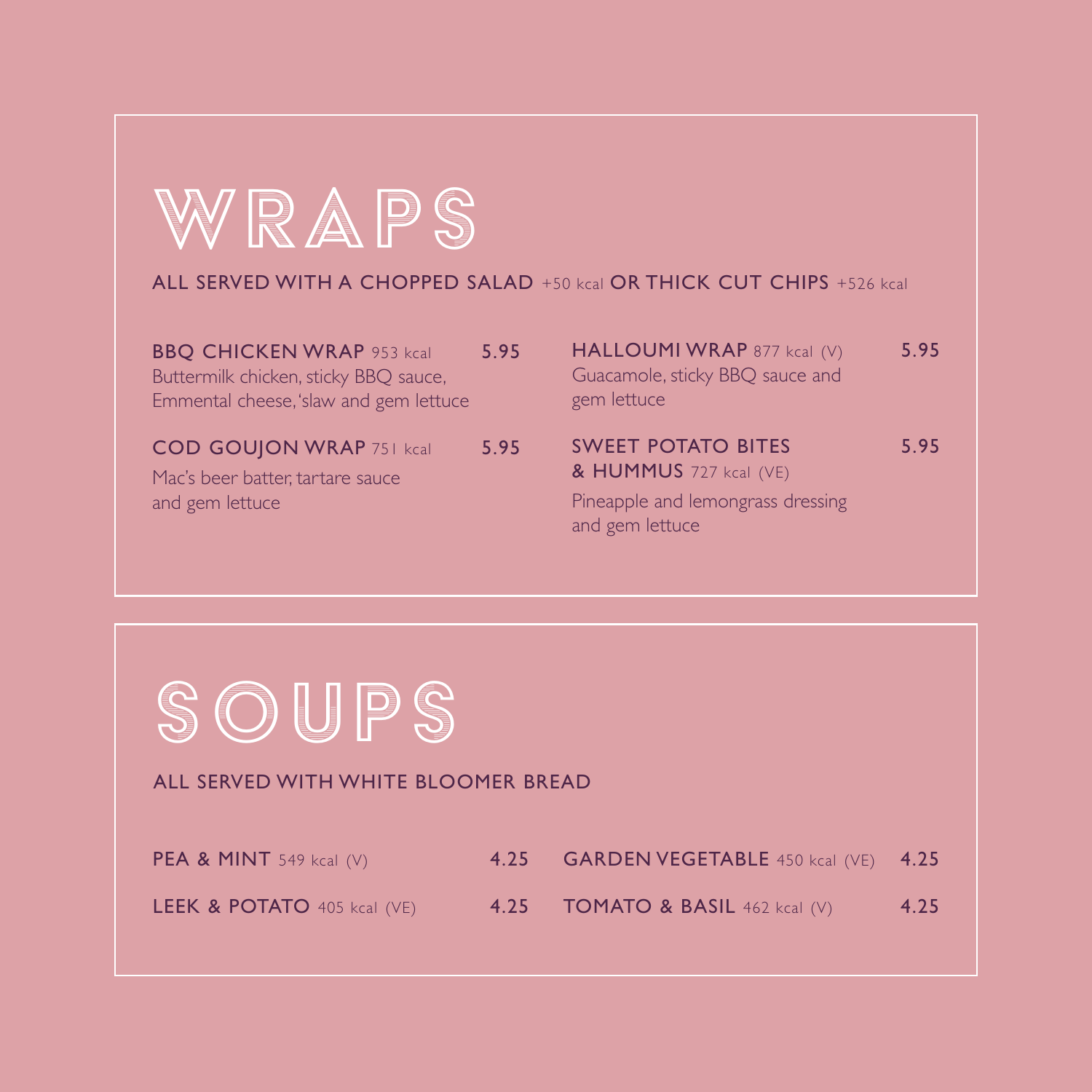# WRAPS

ALL SERVED WITH A CHOPPED SALAD +50 kcal OR THICK CUT CHIPS +526 kcal

**BBQ CHICKEN WRAP** 953 kcal — 5.95
Buttermilk chicken, sticky BBQ sauce, Emmental cheese, 'slaw and gem lettuce

**COD GOUJON WRAP** 751 kcal — 5.95
Mac's beer batter, tartare sauce and gem lettuce

**HALLOUMI WRAP** 877 kcal (V) — 5.95
Guacamole, sticky BBQ sauce and gem lettuce

**SWEET POTATO BITES & HUMMUS** 727 kcal (VE) — 5.95
Pineapple and lemongrass dressing and gem lettuce

# SOUPS

ALL SERVED WITH WHITE BLOOMER BREAD

**PEA & MINT** 549 kcal (V) — 4.25

**LEEK & POTATO** 405 kcal (VE) — 4.25

**GARDEN VEGETABLE** 450 kcal (VE) — 4.25

**TOMATO & BASIL** 462 kcal (V) — 4.25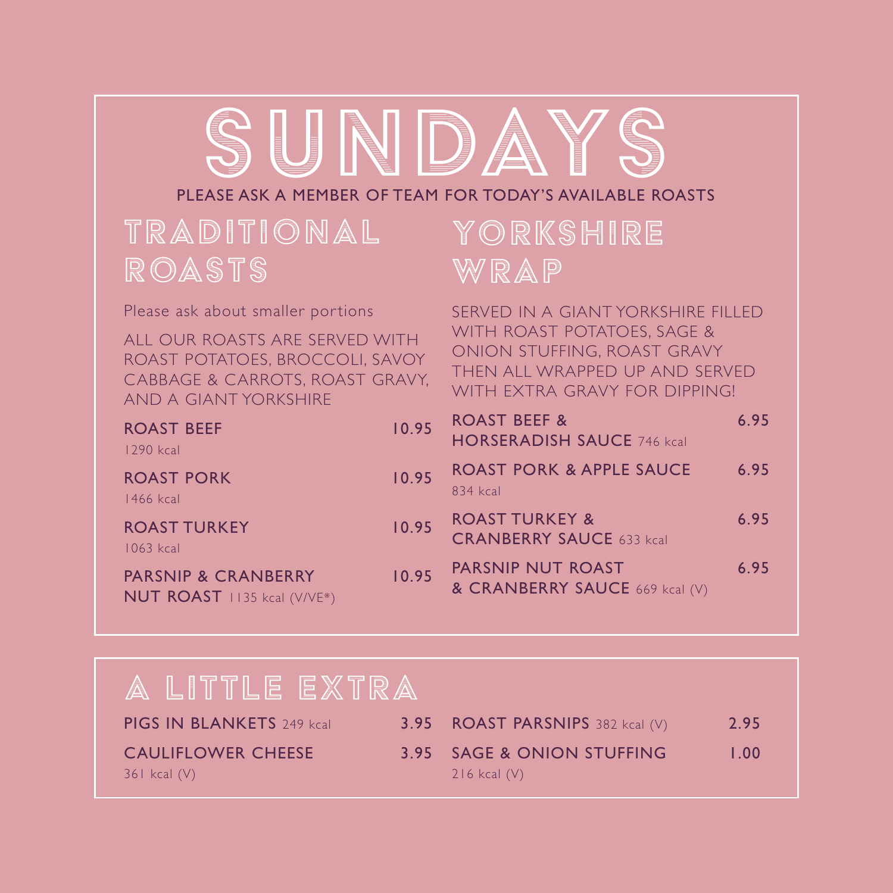# SUNDAYS

PLEASE ASK A MEMBER OF TEAM FOR TODAY'S AVAILABLE ROASTS

## TRADITIONAL ROASTS

Please ask about smaller portions

ALL OUR ROASTS ARE SERVED WITH ROAST POTATOES, BROCCOLI, SAVOY CABBAGE & CARROTS, ROAST GRAVY, AND A GIANT YORKSHIRE

| Item | Price |
| --- | --- |
| ROAST BEEF 1290 kcal | 10.95 |
| ROAST PORK 1466 kcal | 10.95 |
| ROAST TURKEY 1063 kcal | 10.95 |
| PARSNIP & CRANBERRY NUT ROAST 1135 kcal (V/VE*) | 10.95 |

## YORKSHIRE WRAP

SERVED IN A GIANT YORKSHIRE FILLED WITH ROAST POTATOES, SAGE & ONION STUFFING, ROAST GRAVY THEN ALL WRAPPED UP AND SERVED WITH EXTRA GRAVY FOR DIPPING!

| Item | Price |
| --- | --- |
| ROAST BEEF & HORSERADISH SAUCE 746 kcal | 6.95 |
| ROAST PORK & APPLE SAUCE 834 kcal | 6.95 |
| ROAST TURKEY & CRANBERRY SAUCE 633 kcal | 6.95 |
| PARSNIP NUT ROAST & CRANBERRY SAUCE 669 kcal (V) | 6.95 |

## A LITTLE EXTRA

| Item | Price |
| --- | --- |
| PIGS IN BLANKETS 249 kcal | 3.95 |
| CAULIFLOWER CHEESE 361 kcal (V) | 3.95 |
| ROAST PARSNIPS 382 kcal (V) | 2.95 |
| SAGE & ONION STUFFING 216 kcal (V) | 1.00 |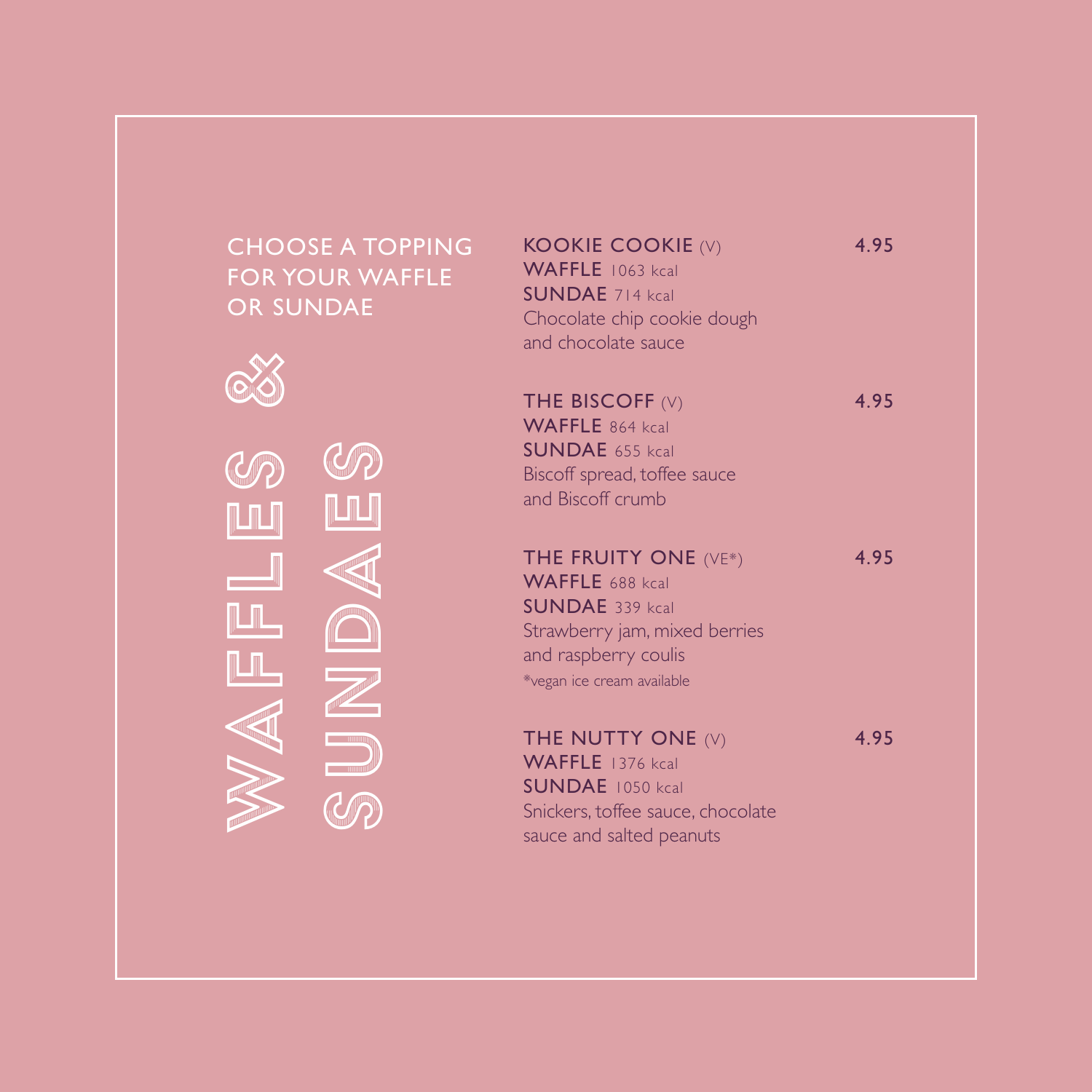# WAFFLES & SUNDAES

CHOOSE A TOPPING FOR YOUR WAFFLE OR SUNDAE

**KOOKIE COOKIE** (V) — 4.95
**WAFFLE** 1063 kcal
**SUNDAE** 714 kcal
Chocolate chip cookie dough and chocolate sauce

**THE BISCOFF** (V) — 4.95
**WAFFLE** 864 kcal
**SUNDAE** 655 kcal
Biscoff spread, toffee sauce and Biscoff crumb

**THE FRUITY ONE** (VE*) — 4.95
**WAFFLE** 688 kcal
**SUNDAE** 339 kcal
Strawberry jam, mixed berries and raspberry coulis
*vegan ice cream available

**THE NUTTY ONE** (V) — 4.95
**WAFFLE** 1376 kcal
**SUNDAE** 1050 kcal
Snickers, toffee sauce, chocolate sauce and salted peanuts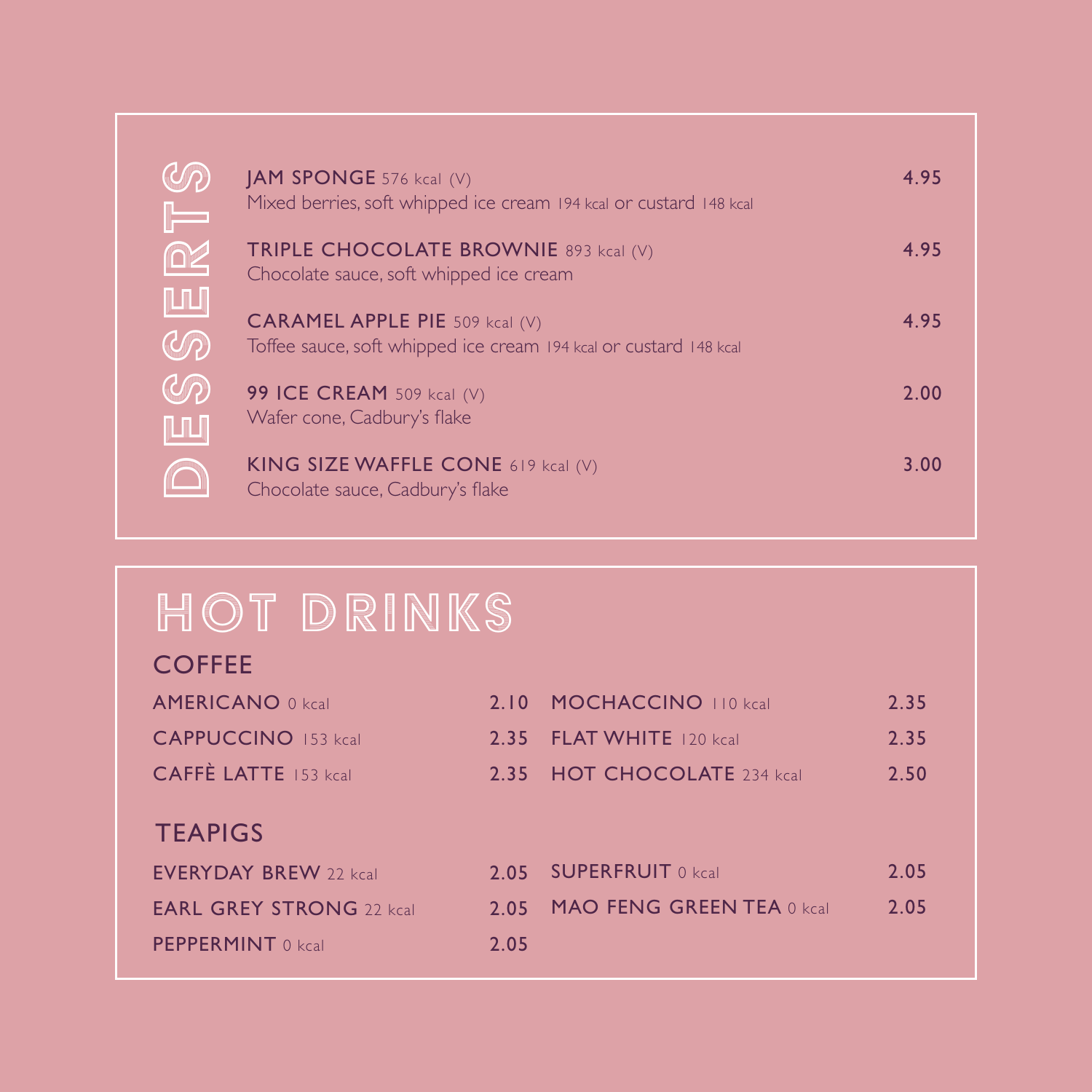## DESSERTS

**JAM SPONGE** 576 kcal (V) — 4.95
Mixed berries, soft whipped ice cream 194 kcal or custard 148 kcal

**TRIPLE CHOCOLATE BROWNIE** 893 kcal (V) — 4.95
Chocolate sauce, soft whipped ice cream

**CARAMEL APPLE PIE** 509 kcal (V) — 4.95
Toffee sauce, soft whipped ice cream 194 kcal or custard 148 kcal

**99 ICE CREAM** 509 kcal (V) — 2.00
Wafer cone, Cadbury's flake

**KING SIZE WAFFLE CONE** 619 kcal (V) — 3.00
Chocolate sauce, Cadbury's flake

## HOT DRINKS

### COFFEE

| | | | |
|---|---|---|---|
| AMERICANO 0 kcal | 2.10 | MOCHACCINO 110 kcal | 2.35 |
| CAPPUCCINO 153 kcal | 2.35 | FLAT WHITE 120 kcal | 2.35 |
| CAFFÈ LATTE 153 kcal | 2.35 | HOT CHOCOLATE 234 kcal | 2.50 |

### TEAPIGS

| | | | |
|---|---|---|---|
| EVERYDAY BREW 22 kcal | 2.05 | SUPERFRUIT 0 kcal | 2.05 |
| EARL GREY STRONG 22 kcal | 2.05 | MAO FENG GREEN TEA 0 kcal | 2.05 |
| PEPPERMINT 0 kcal | 2.05 | | |